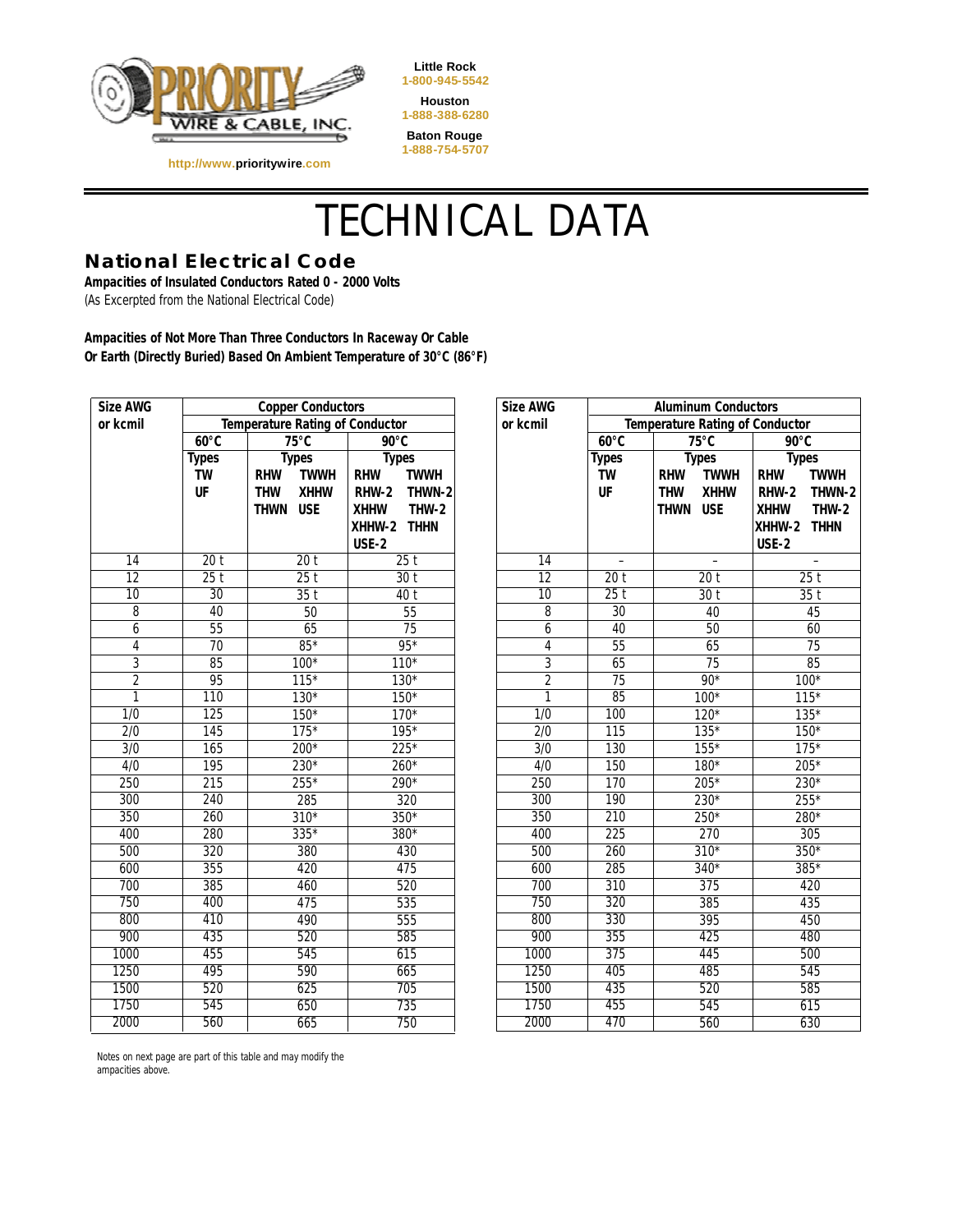Little Rock
1-800-945-5542

Houston
1-888-388-6280

Baton Rouge
1-888-754-5707

http://www.prioritywire.com

# TECHNICAL DATA

## National Electrical Code

**Ampacities of Insulated Conductors Rated 0 - 2000 Volts**
(As Excerpted from the National Electrical Code)

**Ampacities of Not More Than Three Conductors In Raceway Or Cable Or Earth (Directly Buried) Based On Ambient Temperature of 30°C (86°F)**

| Size AWG or kcmil | Copper Conductors | | |
|---|---|---|---|
| | Temperature Rating of Conductor | | |
| | 60°C | 75°C | 90°C |
| | Types TW UF | Types RHW TWWH THW XHHW THWN USE | Types RHW TWWH RHW-2 THWN-2 XHHW THW-2 XHHW-2 THHN USE-2 |
| 14 | 20 t | 20 t | 25 t |
| 12 | 25 t | 25 t | 30 t |
| 10 | 30 | 35 t | 40 t |
| 8 | 40 | 50 | 55 |
| 6 | 55 | 65 | 75 |
| 4 | 70 | 85* | 95* |
| 3 | 85 | 100* | 110* |
| 2 | 95 | 115* | 130* |
| 1 | 110 | 130* | 150* |
| 1/0 | 125 | 150* | 170* |
| 2/0 | 145 | 175* | 195* |
| 3/0 | 165 | 200* | 225* |
| 4/0 | 195 | 230* | 260* |
| 250 | 215 | 255* | 290* |
| 300 | 240 | 285 | 320 |
| 350 | 260 | 310* | 350* |
| 400 | 280 | 335* | 380* |
| 500 | 320 | 380 | 430 |
| 600 | 355 | 420 | 475 |
| 700 | 385 | 460 | 520 |
| 750 | 400 | 475 | 535 |
| 800 | 410 | 490 | 555 |
| 900 | 435 | 520 | 585 |
| 1000 | 455 | 545 | 615 |
| 1250 | 495 | 590 | 665 |
| 1500 | 520 | 625 | 705 |
| 1750 | 545 | 650 | 735 |
| 2000 | 560 | 665 | 750 |

| Size AWG or kcmil | Aluminum Conductors | | |
|---|---|---|---|
| | Temperature Rating of Conductor | | |
| | 60°C | 75°C | 90°C |
| | Types TW UF | Types RHW TWWH THW XHHW THWN USE | Types RHW TWWH RHW-2 THWN-2 XHHW THW-2 XHHW-2 THHN USE-2 |
| 14 | – | – | – |
| 12 | 20 t | 20 t | 25 t |
| 10 | 25 t | 30 t | 35 t |
| 8 | 30 | 40 | 45 |
| 6 | 40 | 50 | 60 |
| 4 | 55 | 65 | 75 |
| 3 | 65 | 75 | 85 |
| 2 | 75 | 90* | 100* |
| 1 | 85 | 100* | 115* |
| 1/0 | 100 | 120* | 135* |
| 2/0 | 115 | 135* | 150* |
| 3/0 | 130 | 155* | 175* |
| 4/0 | 150 | 180* | 205* |
| 250 | 170 | 205* | 230* |
| 300 | 190 | 230* | 255* |
| 350 | 210 | 250* | 280* |
| 400 | 225 | 270 | 305 |
| 500 | 260 | 310* | 350* |
| 600 | 285 | 340* | 385* |
| 700 | 310 | 375 | 420 |
| 750 | 320 | 385 | 435 |
| 800 | 330 | 395 | 450 |
| 900 | 355 | 425 | 480 |
| 1000 | 375 | 445 | 500 |
| 1250 | 405 | 485 | 545 |
| 1500 | 435 | 520 | 585 |
| 1750 | 455 | 545 | 615 |
| 2000 | 470 | 560 | 630 |

Notes on next page are part of this table and may modify the ampacities above.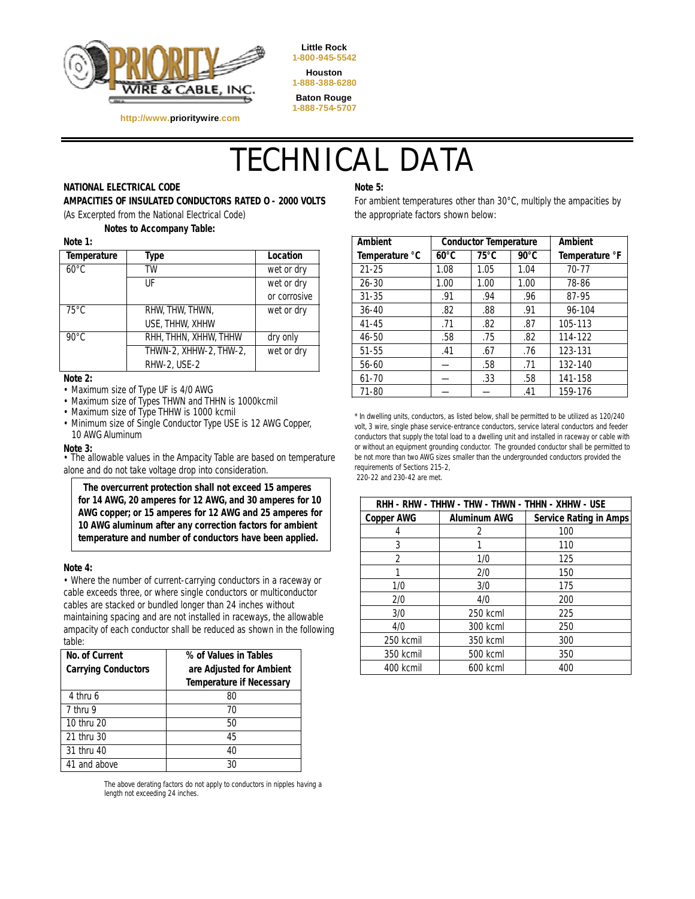Little Rock
1-800-945-5542

Houston
1-888-388-6280

Baton Rouge
1-888-754-5707

http://www.prioritywire.com

# TECHNICAL DATA

**NATIONAL ELECTRICAL CODE**

**AMPACITIES OF INSULATED CONDUCTORS RATED O - 2000 VOLTS**

(As Excerpted from the National Electrical Code)

**Notes to Accompany Table:**

**Note 1:**

| Temperature | Type | Location |
|---|---|---|
| 60°C | TW | wet or dry |
| | UF | wet or dry or corrosive |
| 75°C | RHW, THW, THWN, USE, THHW, XHHW | wet or dry |
| 90°C | RHH, THHN, XHHW, THHW | dry only |
| | THWN-2, XHHW-2, THW-2, RHW-2, USE-2 | wet or dry |

**Note 2:**

- Maximum size of Type UF is 4/0 AWG
- Maximum size of Types THWN and THHN is 1000kcmil
- Maximum size of Type THHW is 1000 kcmil
- Minimum size of Single Conductor Type USE is 12 AWG Copper, 10 AWG Aluminum

**Note 3:**

- The allowable values in the Ampacity Table are based on temperature alone and do not take voltage drop into consideration.

**The overcurrent protection shall not exceed 15 amperes for 14 AWG, 20 amperes for 12 AWG, and 30 amperes for 10 AWG copper; or 15 amperes for 12 AWG and 25 amperes for 10 AWG aluminum after any correction factors for ambient temperature and number of conductors have been applied.**

**Note 4:**

- Where the number of current-carrying conductors in a raceway or cable exceeds three, or where single conductors or multiconductor cables are stacked or bundled longer than 24 inches without maintaining spacing and are not installed in raceways, the allowable ampacity of each conductor shall be reduced as shown in the following table:

| No. of Current Carrying Conductors | % of Values in Tables are Adjusted for Ambient Temperature if Necessary |
|---|---|
| 4 thru 6 | 80 |
| 7 thru 9 | 70 |
| 10 thru 20 | 50 |
| 21 thru 30 | 45 |
| 31 thru 40 | 40 |
| 41 and above | 30 |

The above derating factors do not apply to conductors in nipples having a length not exceeding 24 inches.

**Note 5:**

For ambient temperatures other than 30°C, multiply the ampacities by the appropriate factors shown below:

| Ambient | Conductor Temperature | | | Ambient |
|---|---|---|---|---|
| Temperature °C | 60°C | 75°C | 90°C | Temperature °F |
| 21-25 | 1.08 | 1.05 | 1.04 | 70-77 |
| 26-30 | 1.00 | 1.00 | 1.00 | 78-86 |
| 31-35 | .91 | .94 | .96 | 87-95 |
| 36-40 | .82 | .88 | .91 | 96-104 |
| 41-45 | .71 | .82 | .87 | 105-113 |
| 46-50 | .58 | .75 | .82 | 114-122 |
| 51-55 | .41 | .67 | .76 | 123-131 |
| 56-60 | — | .58 | .71 | 132-140 |
| 61-70 | — | .33 | .58 | 141-158 |
| 71-80 | — | — | .41 | 159-176 |

* In dwelling units, conductors, as listed below, shall be permitted to be utilized as 120/240 volt, 3 wire, single phase service-entrance conductors, service lateral conductors and feeder conductors that supply the total load to a dwelling unit and installed in raceway or cable with or without an equipment grounding conductor. The grounded conductor shall be permitted to be not more than two AWG sizes smaller than the ungrounded conductors provided the requirements of Sections 215-2, 220-22 and 230-42 are met.

| RHH - RHW - THHW - THW - THWN - THHN - XHHW - USE | | |
|---|---|---|
| Copper AWG | Aluminum AWG | Service Rating in Amps |
| 4 | 2 | 100 |
| 3 | 1 | 110 |
| 2 | 1/0 | 125 |
| 1 | 2/0 | 150 |
| 1/0 | 3/0 | 175 |
| 2/0 | 4/0 | 200 |
| 3/0 | 250 kcml | 225 |
| 4/0 | 300 kcml | 250 |
| 250 kcmil | 350 kcml | 300 |
| 350 kcmil | 500 kcml | 350 |
| 400 kcmil | 600 kcml | 400 |